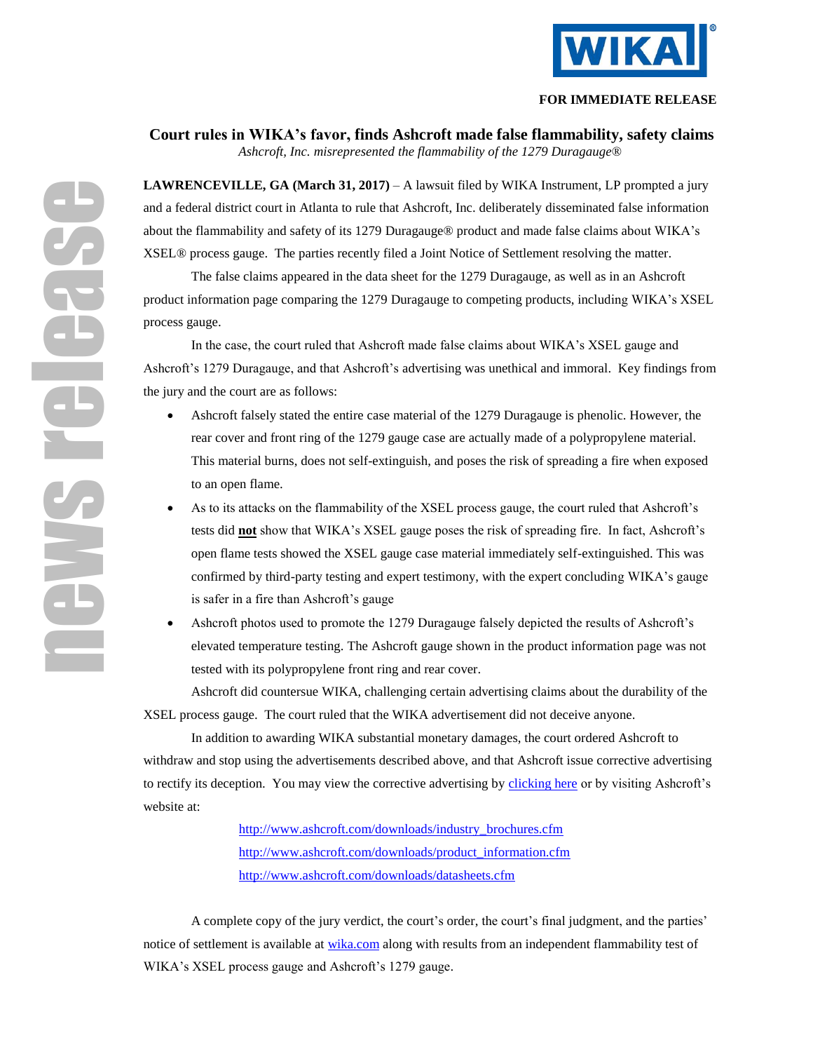**FOR IMMEDIATE RELEASE**

# Court rules in WIKA's favor, finds Ashcroft made false flammability, safety claims

*Ashcroft, Inc. misrepresented the flammability of the 1279 Duragauge®*

**LAWRENCEVILLE, GA (March 31, 2017)** – A lawsuit filed by WIKA Instrument, LP prompted a jury and a federal district court in Atlanta to rule that Ashcroft, Inc. deliberately disseminated false information about the flammability and safety of its 1279 Duragauge® product and made false claims about WIKA's XSEL® process gauge. The parties recently filed a Joint Notice of Settlement resolving the matter.

The false claims appeared in the data sheet for the 1279 Duragauge, as well as in an Ashcroft product information page comparing the 1279 Duragauge to competing products, including WIKA's XSEL process gauge.

In the case, the court ruled that Ashcroft made false claims about WIKA's XSEL gauge and Ashcroft's 1279 Duragauge, and that Ashcroft's advertising was unethical and immoral. Key findings from the jury and the court are as follows:

- Ashcroft falsely stated the entire case material of the 1279 Duragauge is phenolic. However, the rear cover and front ring of the 1279 gauge case are actually made of a polypropylene material. This material burns, does not self-extinguish, and poses the risk of spreading a fire when exposed to an open flame.
- As to its attacks on the flammability of the XSEL process gauge, the court ruled that Ashcroft's tests did **not** show that WIKA's XSEL gauge poses the risk of spreading fire. In fact, Ashcroft's open flame tests showed the XSEL gauge case material immediately self-extinguished. This was confirmed by third-party testing and expert testimony, with the expert concluding WIKA's gauge is safer in a fire than Ashcroft's gauge
- Ashcroft photos used to promote the 1279 Duragauge falsely depicted the results of Ashcroft's elevated temperature testing. The Ashcroft gauge shown in the product information page was not tested with its polypropylene front ring and rear cover.

Ashcroft did countersue WIKA, challenging certain advertising claims about the durability of the XSEL process gauge. The court ruled that the WIKA advertisement did not deceive anyone.

In addition to awarding WIKA substantial monetary damages, the court ordered Ashcroft to withdraw and stop using the advertisements described above, and that Ashcroft issue corrective advertising to rectify its deception. You may view the corrective advertising by clicking here or by visiting Ashcroft's website at:

http://www.ashcroft.com/downloads/industry_brochures.cfm
http://www.ashcroft.com/downloads/product_information.cfm
http://www.ashcroft.com/downloads/datasheets.cfm

A complete copy of the jury verdict, the court's order, the court's final judgment, and the parties' notice of settlement is available at wika.com along with results from an independent flammability test of WIKA's XSEL process gauge and Ashcroft's 1279 gauge.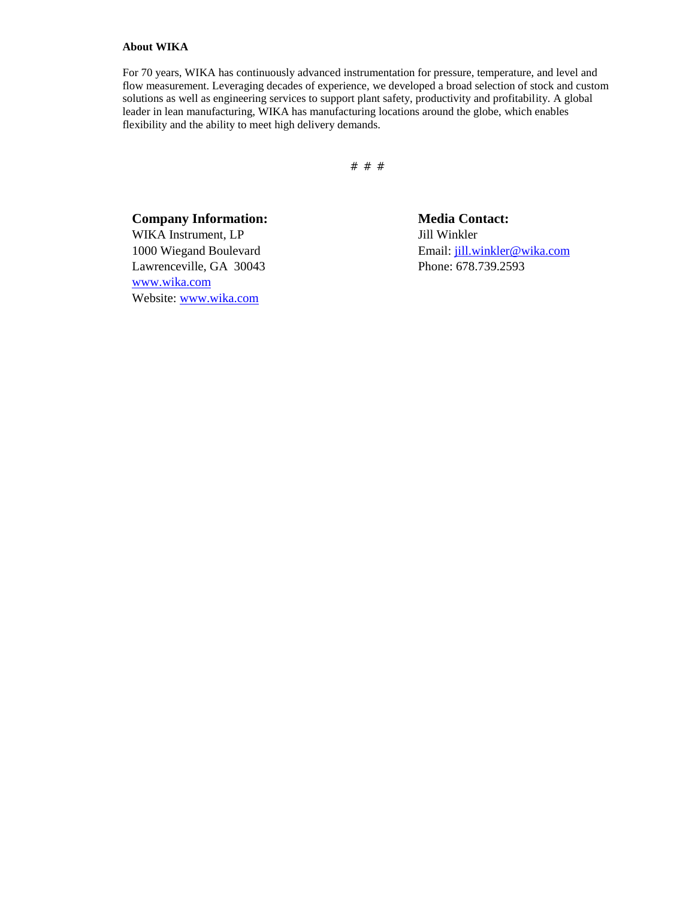**About WIKA**

For 70 years, WIKA has continuously advanced instrumentation for pressure, temperature, and level and flow measurement. Leveraging decades of experience, we developed a broad selection of stock and custom solutions as well as engineering services to support plant safety, productivity and profitability. A global leader in lean manufacturing, WIKA has manufacturing locations around the globe, which enables flexibility and the ability to meet high delivery demands.

# # #

**Company Information:**
WIKA Instrument, LP
1000 Wiegand Boulevard
Lawrenceville, GA 30043
www.wika.com
Website: www.wika.com

**Media Contact:**
Jill Winkler
Email: jill.winkler@wika.com
Phone: 678.739.2593